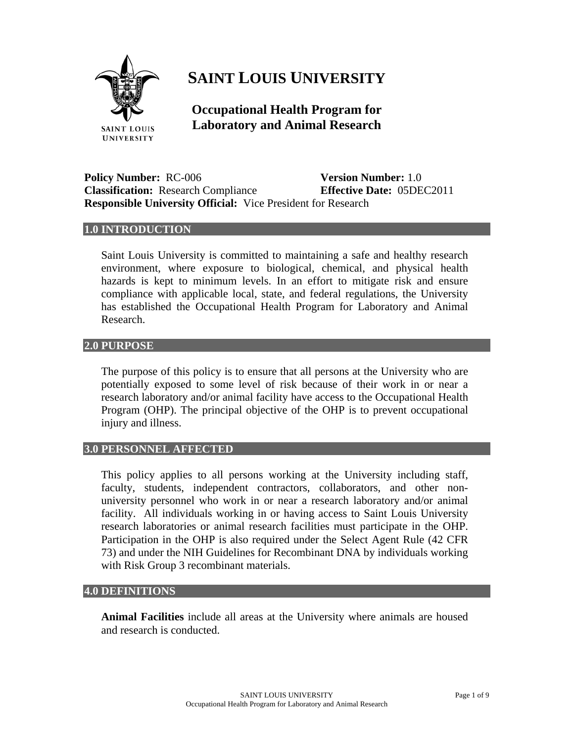# SAINT LOUIS UNIVERSITY

## Occupational Health Program for Laboratory and Animal Research

**Policy Number:** RC-006 **Version Number:** 1.0
**Classification:** Research Compliance **Effective Date:** 05DEC2011
**Responsible University Official:** Vice President for Research

## 1.0 INTRODUCTION

Saint Louis University is committed to maintaining a safe and healthy research environment, where exposure to biological, chemical, and physical health hazards is kept to minimum levels. In an effort to mitigate risk and ensure compliance with applicable local, state, and federal regulations, the University has established the Occupational Health Program for Laboratory and Animal Research.

## 2.0 PURPOSE

The purpose of this policy is to ensure that all persons at the University who are potentially exposed to some level of risk because of their work in or near a research laboratory and/or animal facility have access to the Occupational Health Program (OHP). The principal objective of the OHP is to prevent occupational injury and illness.

## 3.0 PERSONNEL AFFECTED

This policy applies to all persons working at the University including staff, faculty, students, independent contractors, collaborators, and other non-university personnel who work in or near a research laboratory and/or animal facility. All individuals working in or having access to Saint Louis University research laboratories or animal research facilities must participate in the OHP. Participation in the OHP is also required under the Select Agent Rule (42 CFR 73) and under the NIH Guidelines for Recombinant DNA by individuals working with Risk Group 3 recombinant materials.

## 4.0 DEFINITIONS

**Animal Facilities** include all areas at the University where animals are housed and research is conducted.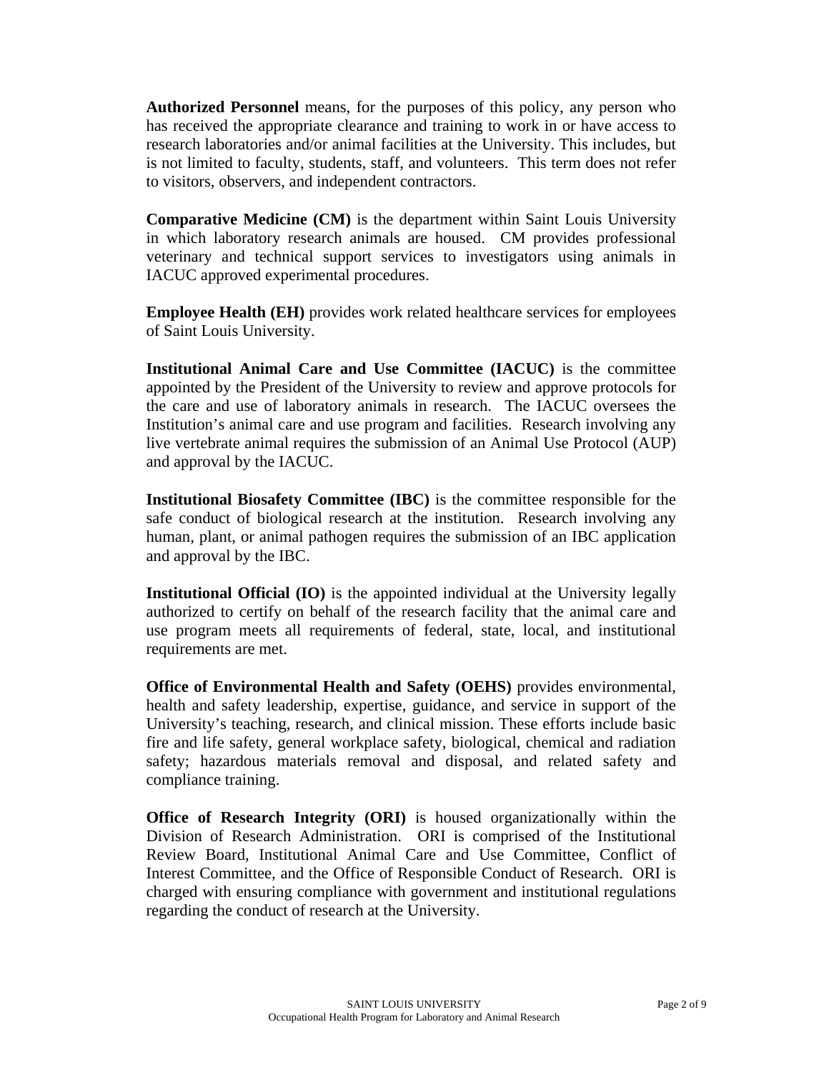**Authorized Personnel** means, for the purposes of this policy, any person who has received the appropriate clearance and training to work in or have access to research laboratories and/or animal facilities at the University. This includes, but is not limited to faculty, students, staff, and volunteers. This term does not refer to visitors, observers, and independent contractors.

**Comparative Medicine (CM)** is the department within Saint Louis University in which laboratory research animals are housed. CM provides professional veterinary and technical support services to investigators using animals in IACUC approved experimental procedures.

**Employee Health (EH)** provides work related healthcare services for employees of Saint Louis University.

**Institutional Animal Care and Use Committee (IACUC)** is the committee appointed by the President of the University to review and approve protocols for the care and use of laboratory animals in research. The IACUC oversees the Institution's animal care and use program and facilities. Research involving any live vertebrate animal requires the submission of an Animal Use Protocol (AUP) and approval by the IACUC.

**Institutional Biosafety Committee (IBC)** is the committee responsible for the safe conduct of biological research at the institution. Research involving any human, plant, or animal pathogen requires the submission of an IBC application and approval by the IBC.

**Institutional Official (IO)** is the appointed individual at the University legally authorized to certify on behalf of the research facility that the animal care and use program meets all requirements of federal, state, local, and institutional requirements are met.

**Office of Environmental Health and Safety (OEHS)** provides environmental, health and safety leadership, expertise, guidance, and service in support of the University's teaching, research, and clinical mission. These efforts include basic fire and life safety, general workplace safety, biological, chemical and radiation safety; hazardous materials removal and disposal, and related safety and compliance training.

**Office of Research Integrity (ORI)** is housed organizationally within the Division of Research Administration. ORI is comprised of the Institutional Review Board, Institutional Animal Care and Use Committee, Conflict of Interest Committee, and the Office of Responsible Conduct of Research. ORI is charged with ensuring compliance with government and institutional regulations regarding the conduct of research at the University.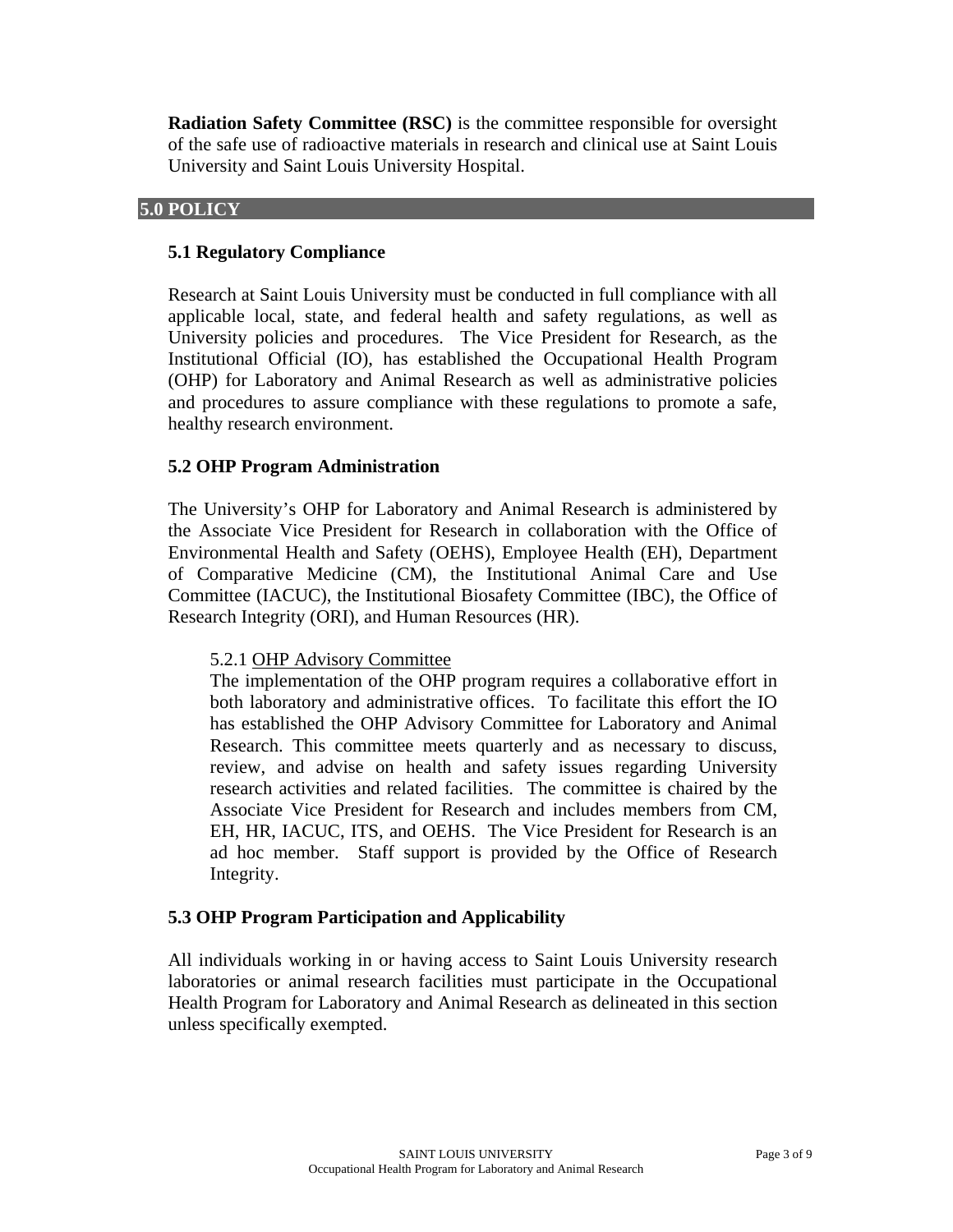**Radiation Safety Committee (RSC)** is the committee responsible for oversight of the safe use of radioactive materials in research and clinical use at Saint Louis University and Saint Louis University Hospital.

## 5.0 POLICY

### 5.1 Regulatory Compliance

Research at Saint Louis University must be conducted in full compliance with all applicable local, state, and federal health and safety regulations, as well as University policies and procedures. The Vice President for Research, as the Institutional Official (IO), has established the Occupational Health Program (OHP) for Laboratory and Animal Research as well as administrative policies and procedures to assure compliance with these regulations to promote a safe, healthy research environment.

### 5.2 OHP Program Administration

The University's OHP for Laboratory and Animal Research is administered by the Associate Vice President for Research in collaboration with the Office of Environmental Health and Safety (OEHS), Employee Health (EH), Department of Comparative Medicine (CM), the Institutional Animal Care and Use Committee (IACUC), the Institutional Biosafety Committee (IBC), the Office of Research Integrity (ORI), and Human Resources (HR).

5.2.1 OHP Advisory Committee

The implementation of the OHP program requires a collaborative effort in both laboratory and administrative offices. To facilitate this effort the IO has established the OHP Advisory Committee for Laboratory and Animal Research. This committee meets quarterly and as necessary to discuss, review, and advise on health and safety issues regarding University research activities and related facilities. The committee is chaired by the Associate Vice President for Research and includes members from CM, EH, HR, IACUC, ITS, and OEHS. The Vice President for Research is an ad hoc member. Staff support is provided by the Office of Research Integrity.

### 5.3 OHP Program Participation and Applicability

All individuals working in or having access to Saint Louis University research laboratories or animal research facilities must participate in the Occupational Health Program for Laboratory and Animal Research as delineated in this section unless specifically exempted.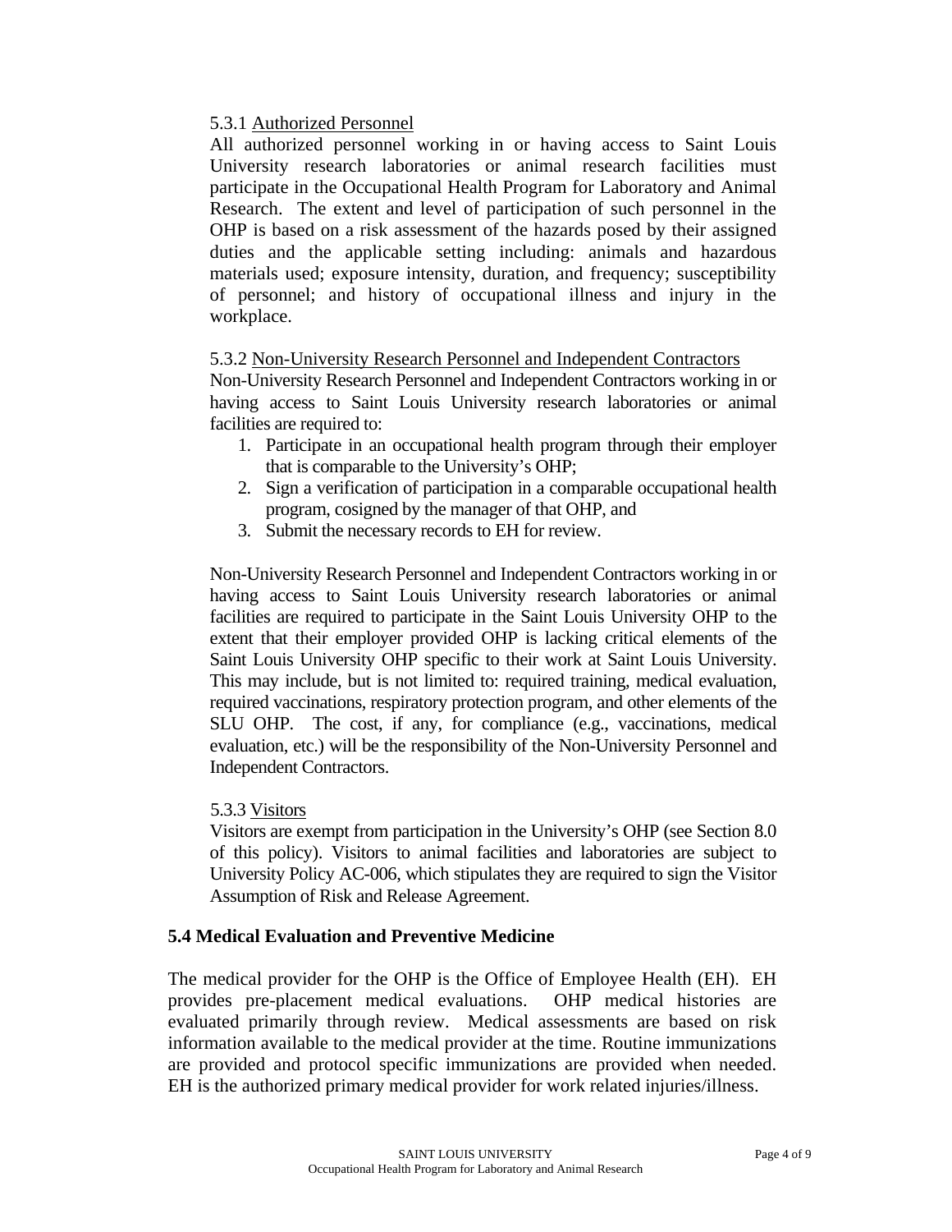5.3.1 Authorized Personnel

All authorized personnel working in or having access to Saint Louis University research laboratories or animal research facilities must participate in the Occupational Health Program for Laboratory and Animal Research. The extent and level of participation of such personnel in the OHP is based on a risk assessment of the hazards posed by their assigned duties and the applicable setting including: animals and hazardous materials used; exposure intensity, duration, and frequency; susceptibility of personnel; and history of occupational illness and injury in the workplace.

5.3.2 Non-University Research Personnel and Independent Contractors

Non-University Research Personnel and Independent Contractors working in or having access to Saint Louis University research laboratories or animal facilities are required to:

1. Participate in an occupational health program through their employer that is comparable to the University's OHP;
2. Sign a verification of participation in a comparable occupational health program, cosigned by the manager of that OHP, and
3. Submit the necessary records to EH for review.

Non-University Research Personnel and Independent Contractors working in or having access to Saint Louis University research laboratories or animal facilities are required to participate in the Saint Louis University OHP to the extent that their employer provided OHP is lacking critical elements of the Saint Louis University OHP specific to their work at Saint Louis University. This may include, but is not limited to: required training, medical evaluation, required vaccinations, respiratory protection program, and other elements of the SLU OHP. The cost, if any, for compliance (e.g., vaccinations, medical evaluation, etc.) will be the responsibility of the Non-University Personnel and Independent Contractors.

5.3.3 Visitors

Visitors are exempt from participation in the University's OHP (see Section 8.0 of this policy). Visitors to animal facilities and laboratories are subject to University Policy AC-006, which stipulates they are required to sign the Visitor Assumption of Risk and Release Agreement.

**5.4 Medical Evaluation and Preventive Medicine**

The medical provider for the OHP is the Office of Employee Health (EH). EH provides pre-placement medical evaluations. OHP medical histories are evaluated primarily through review. Medical assessments are based on risk information available to the medical provider at the time. Routine immunizations are provided and protocol specific immunizations are provided when needed. EH is the authorized primary medical provider for work related injuries/illness.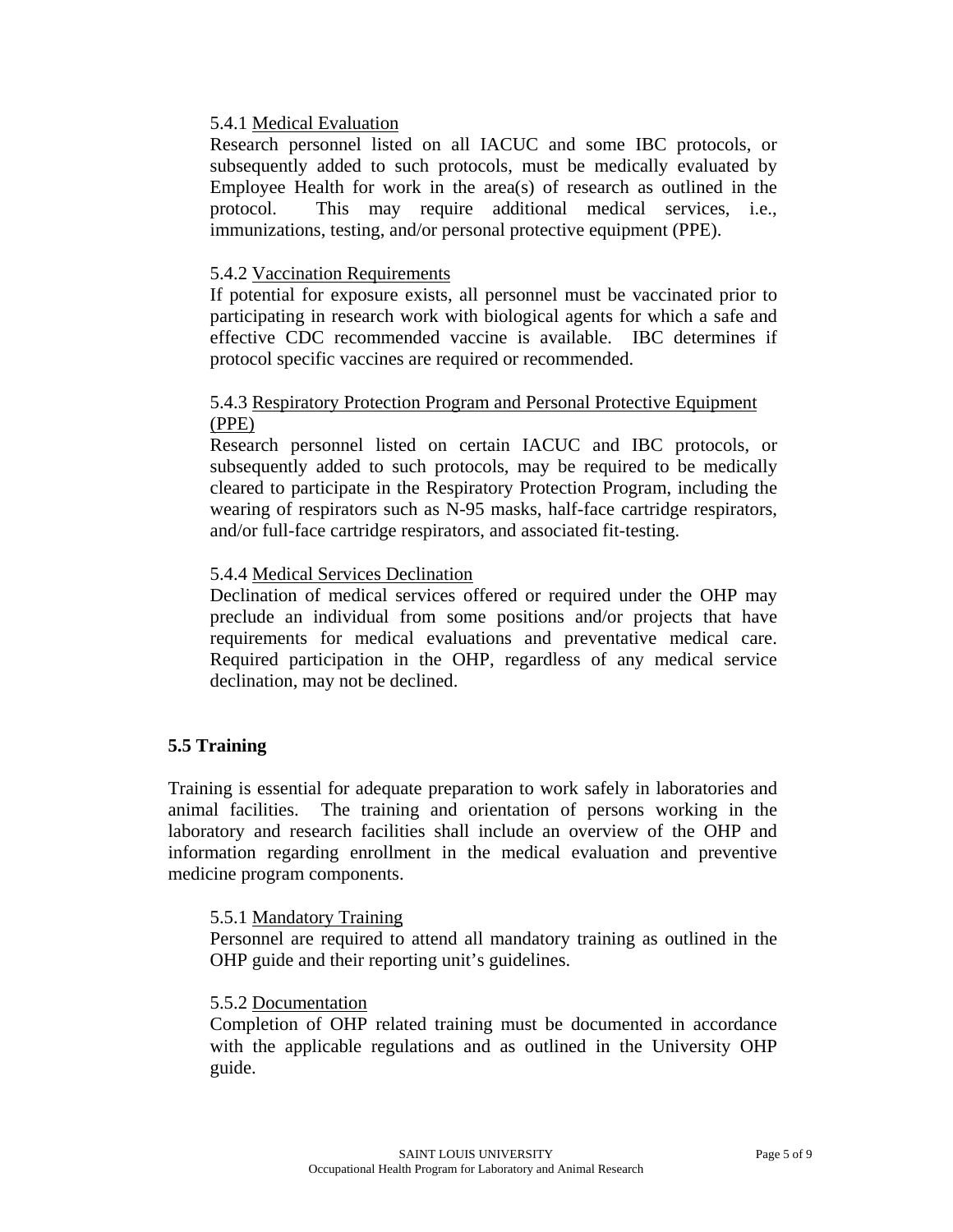#### 5.4.1 <u>Medical Evaluation</u>

Research personnel listed on all IACUC and some IBC protocols, or subsequently added to such protocols, must be medically evaluated by Employee Health for work in the area(s) of research as outlined in the protocol. This may require additional medical services, i.e., immunizations, testing, and/or personal protective equipment (PPE).

#### 5.4.2 <u>Vaccination Requirements</u>

If potential for exposure exists, all personnel must be vaccinated prior to participating in research work with biological agents for which a safe and effective CDC recommended vaccine is available. IBC determines if protocol specific vaccines are required or recommended.

#### 5.4.3 <u>Respiratory Protection Program and Personal Protective Equipment (PPE)</u>

Research personnel listed on certain IACUC and IBC protocols, or subsequently added to such protocols, may be required to be medically cleared to participate in the Respiratory Protection Program, including the wearing of respirators such as N-95 masks, half-face cartridge respirators, and/or full-face cartridge respirators, and associated fit-testing.

#### 5.4.4 <u>Medical Services Declination</u>

Declination of medical services offered or required under the OHP may preclude an individual from some positions and/or projects that have requirements for medical evaluations and preventative medical care. Required participation in the OHP, regardless of any medical service declination, may not be declined.

### 5.5 Training

Training is essential for adequate preparation to work safely in laboratories and animal facilities. The training and orientation of persons working in the laboratory and research facilities shall include an overview of the OHP and information regarding enrollment in the medical evaluation and preventive medicine program components.

#### 5.5.1 <u>Mandatory Training</u>

Personnel are required to attend all mandatory training as outlined in the OHP guide and their reporting unit's guidelines.

#### 5.5.2 <u>Documentation</u>

Completion of OHP related training must be documented in accordance with the applicable regulations and as outlined in the University OHP guide.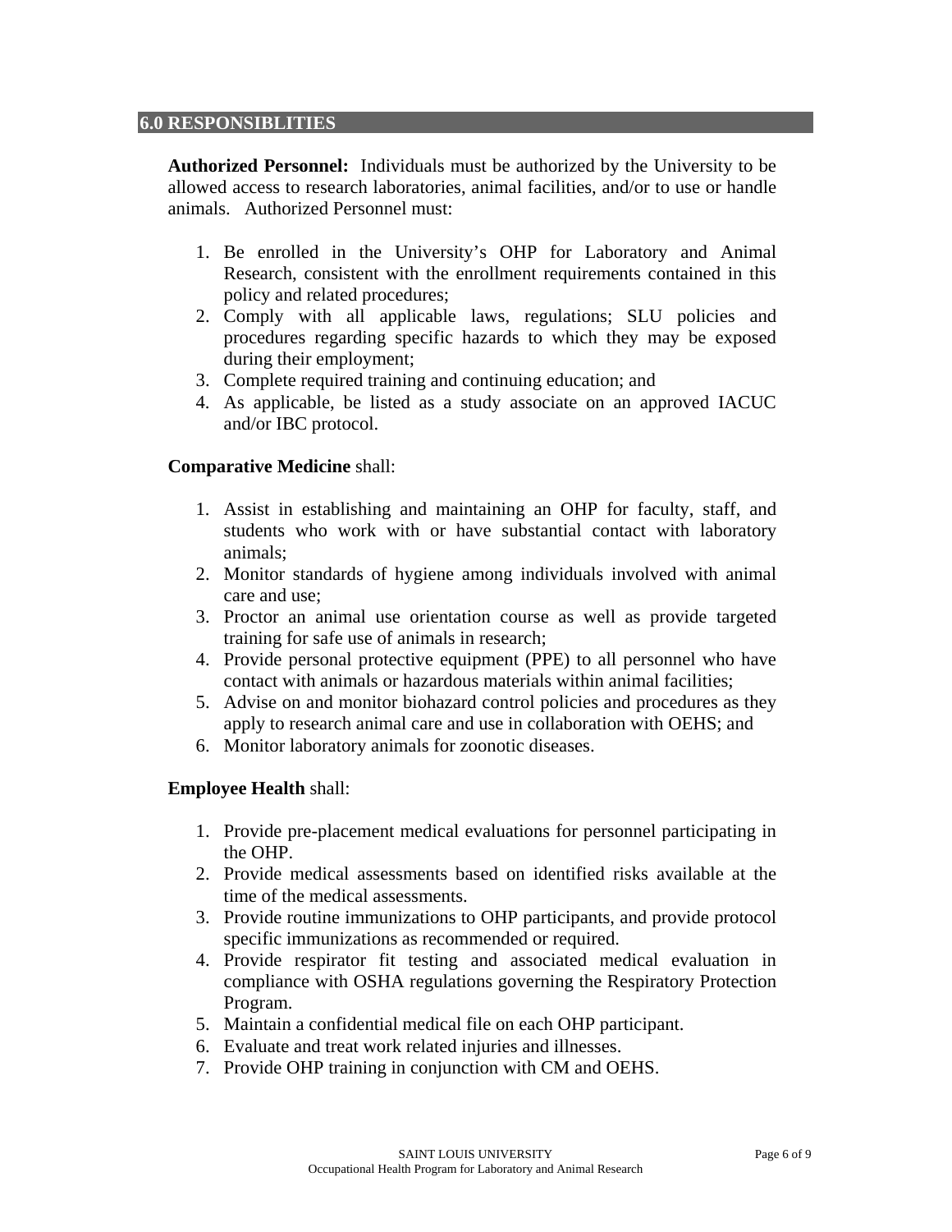## 6.0 RESPONSIBLITIES

**Authorized Personnel:** Individuals must be authorized by the University to be allowed access to research laboratories, animal facilities, and/or to use or handle animals. Authorized Personnel must:

1. Be enrolled in the University's OHP for Laboratory and Animal Research, consistent with the enrollment requirements contained in this policy and related procedures;
2. Comply with all applicable laws, regulations; SLU policies and procedures regarding specific hazards to which they may be exposed during their employment;
3. Complete required training and continuing education; and
4. As applicable, be listed as a study associate on an approved IACUC and/or IBC protocol.

**Comparative Medicine** shall:

1. Assist in establishing and maintaining an OHP for faculty, staff, and students who work with or have substantial contact with laboratory animals;
2. Monitor standards of hygiene among individuals involved with animal care and use;
3. Proctor an animal use orientation course as well as provide targeted training for safe use of animals in research;
4. Provide personal protective equipment (PPE) to all personnel who have contact with animals or hazardous materials within animal facilities;
5. Advise on and monitor biohazard control policies and procedures as they apply to research animal care and use in collaboration with OEHS; and
6. Monitor laboratory animals for zoonotic diseases.

**Employee Health** shall:

1. Provide pre-placement medical evaluations for personnel participating in the OHP.
2. Provide medical assessments based on identified risks available at the time of the medical assessments.
3. Provide routine immunizations to OHP participants, and provide protocol specific immunizations as recommended or required.
4. Provide respirator fit testing and associated medical evaluation in compliance with OSHA regulations governing the Respiratory Protection Program.
5. Maintain a confidential medical file on each OHP participant.
6. Evaluate and treat work related injuries and illnesses.
7. Provide OHP training in conjunction with CM and OEHS.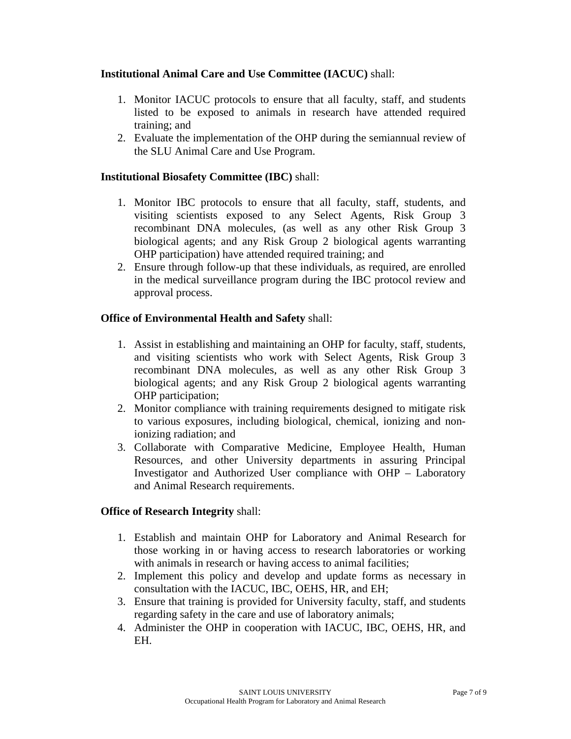**Institutional Animal Care and Use Committee (IACUC)** shall:

1. Monitor IACUC protocols to ensure that all faculty, staff, and students listed to be exposed to animals in research have attended required training; and
2. Evaluate the implementation of the OHP during the semiannual review of the SLU Animal Care and Use Program.

**Institutional Biosafety Committee (IBC)** shall:

1. Monitor IBC protocols to ensure that all faculty, staff, students, and visiting scientists exposed to any Select Agents, Risk Group 3 recombinant DNA molecules, (as well as any other Risk Group 3 biological agents; and any Risk Group 2 biological agents warranting OHP participation) have attended required training; and
2. Ensure through follow-up that these individuals, as required, are enrolled in the medical surveillance program during the IBC protocol review and approval process.

**Office of Environmental Health and Safety** shall:

1. Assist in establishing and maintaining an OHP for faculty, staff, students, and visiting scientists who work with Select Agents, Risk Group 3 recombinant DNA molecules, as well as any other Risk Group 3 biological agents; and any Risk Group 2 biological agents warranting OHP participation;
2. Monitor compliance with training requirements designed to mitigate risk to various exposures, including biological, chemical, ionizing and non-ionizing radiation; and
3. Collaborate with Comparative Medicine, Employee Health, Human Resources, and other University departments in assuring Principal Investigator and Authorized User compliance with OHP – Laboratory and Animal Research requirements.

**Office of Research Integrity** shall:

1. Establish and maintain OHP for Laboratory and Animal Research for those working in or having access to research laboratories or working with animals in research or having access to animal facilities;
2. Implement this policy and develop and update forms as necessary in consultation with the IACUC, IBC, OEHS, HR, and EH;
3. Ensure that training is provided for University faculty, staff, and students regarding safety in the care and use of laboratory animals;
4. Administer the OHP in cooperation with IACUC, IBC, OEHS, HR, and EH.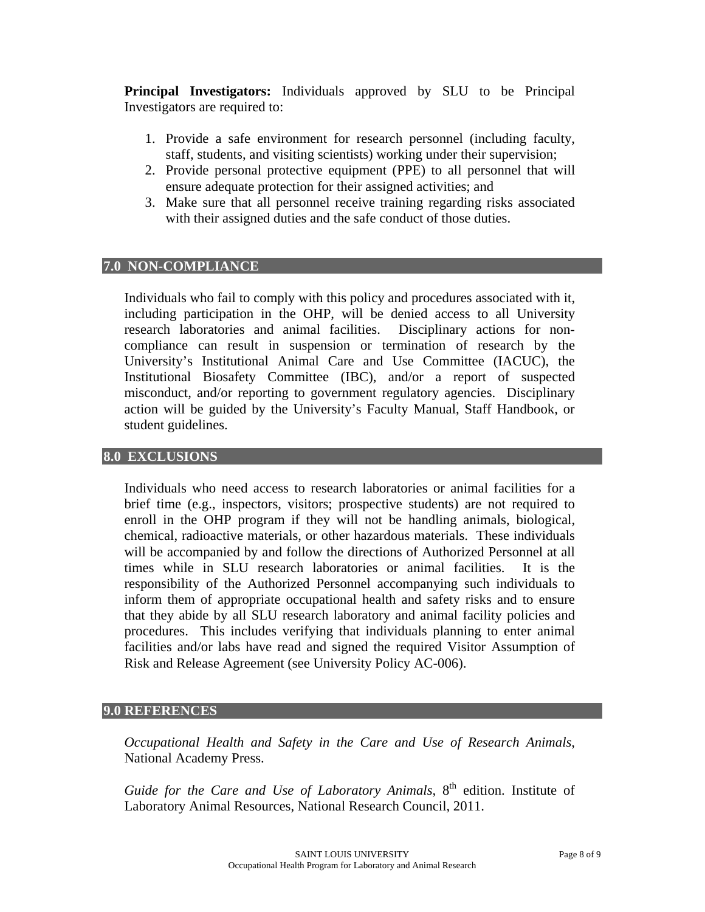**Principal Investigators:** Individuals approved by SLU to be Principal Investigators are required to:

1. Provide a safe environment for research personnel (including faculty, staff, students, and visiting scientists) working under their supervision;
2. Provide personal protective equipment (PPE) to all personnel that will ensure adequate protection for their assigned activities; and
3. Make sure that all personnel receive training regarding risks associated with their assigned duties and the safe conduct of those duties.

## 7.0 NON-COMPLIANCE

Individuals who fail to comply with this policy and procedures associated with it, including participation in the OHP, will be denied access to all University research laboratories and animal facilities. Disciplinary actions for non-compliance can result in suspension or termination of research by the University's Institutional Animal Care and Use Committee (IACUC), the Institutional Biosafety Committee (IBC), and/or a report of suspected misconduct, and/or reporting to government regulatory agencies. Disciplinary action will be guided by the University's Faculty Manual, Staff Handbook, or student guidelines.

## 8.0 EXCLUSIONS

Individuals who need access to research laboratories or animal facilities for a brief time (e.g., inspectors, visitors; prospective students) are not required to enroll in the OHP program if they will not be handling animals, biological, chemical, radioactive materials, or other hazardous materials. These individuals will be accompanied by and follow the directions of Authorized Personnel at all times while in SLU research laboratories or animal facilities. It is the responsibility of the Authorized Personnel accompanying such individuals to inform them of appropriate occupational health and safety risks and to ensure that they abide by all SLU research laboratory and animal facility policies and procedures. This includes verifying that individuals planning to enter animal facilities and/or labs have read and signed the required Visitor Assumption of Risk and Release Agreement (see University Policy AC-006).

## 9.0 REFERENCES

*Occupational Health and Safety in the Care and Use of Research Animals*, National Academy Press.

*Guide for the Care and Use of Laboratory Animals*, 8th edition. Institute of Laboratory Animal Resources, National Research Council, 2011.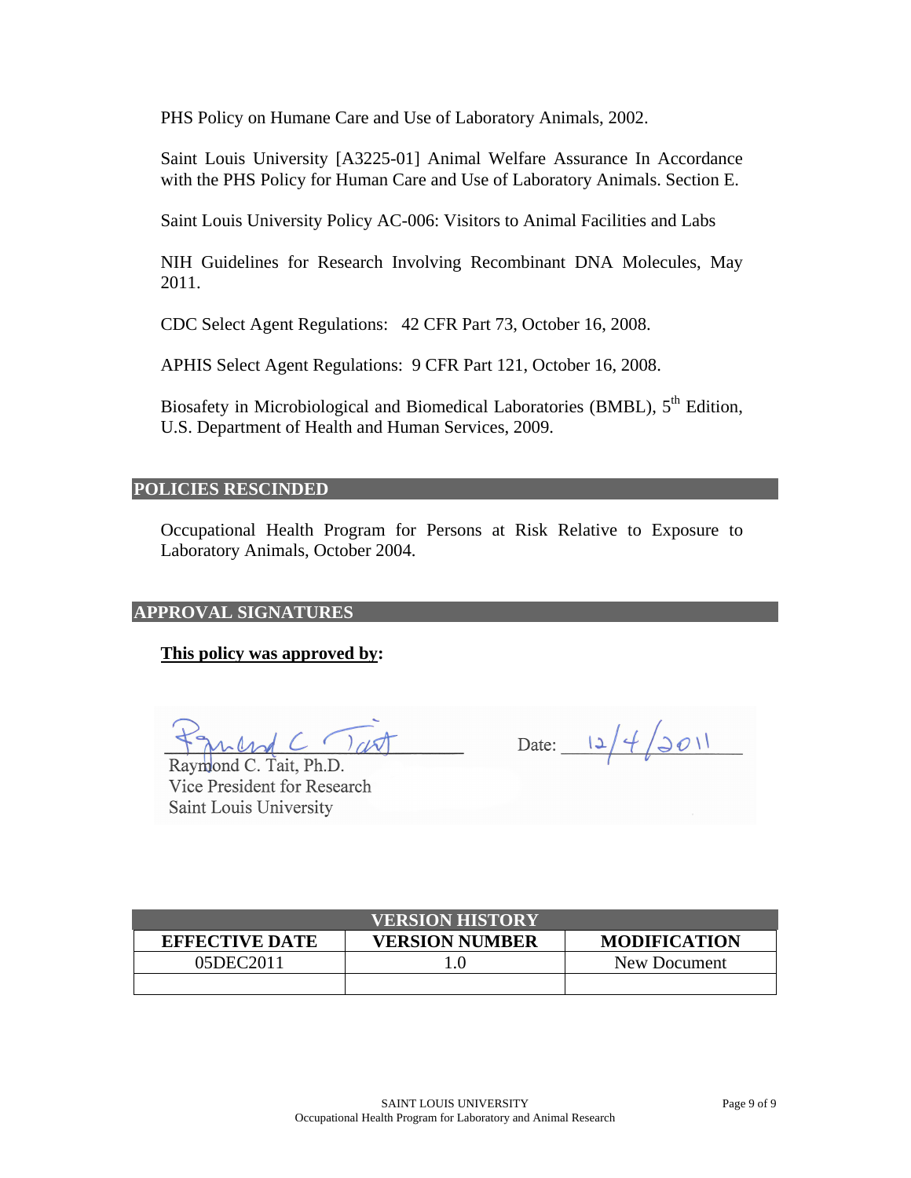PHS Policy on Humane Care and Use of Laboratory Animals, 2002.

Saint Louis University [A3225-01] Animal Welfare Assurance In Accordance with the PHS Policy for Human Care and Use of Laboratory Animals. Section E.

Saint Louis University Policy AC-006: Visitors to Animal Facilities and Labs

NIH Guidelines for Research Involving Recombinant DNA Molecules, May 2011.

CDC Select Agent Regulations: 42 CFR Part 73, October 16, 2008.

APHIS Select Agent Regulations: 9 CFR Part 121, October 16, 2008.

Biosafety in Microbiological and Biomedical Laboratories (BMBL), 5th Edition, U.S. Department of Health and Human Services, 2009.

## POLICIES RESCINDED

Occupational Health Program for Persons at Risk Relative to Exposure to Laboratory Animals, October 2004.

## APPROVAL SIGNATURES

**This policy was approved by:**

Raymond C. Tait, Ph.D.
Vice President for Research
Saint Louis University

Date: 12/4/2011

| VERSION HISTORY | | |
|---|---|---|
| **EFFECTIVE DATE** | **VERSION NUMBER** | **MODIFICATION** |
| 05DEC2011 | 1.0 | New Document |
| | | |